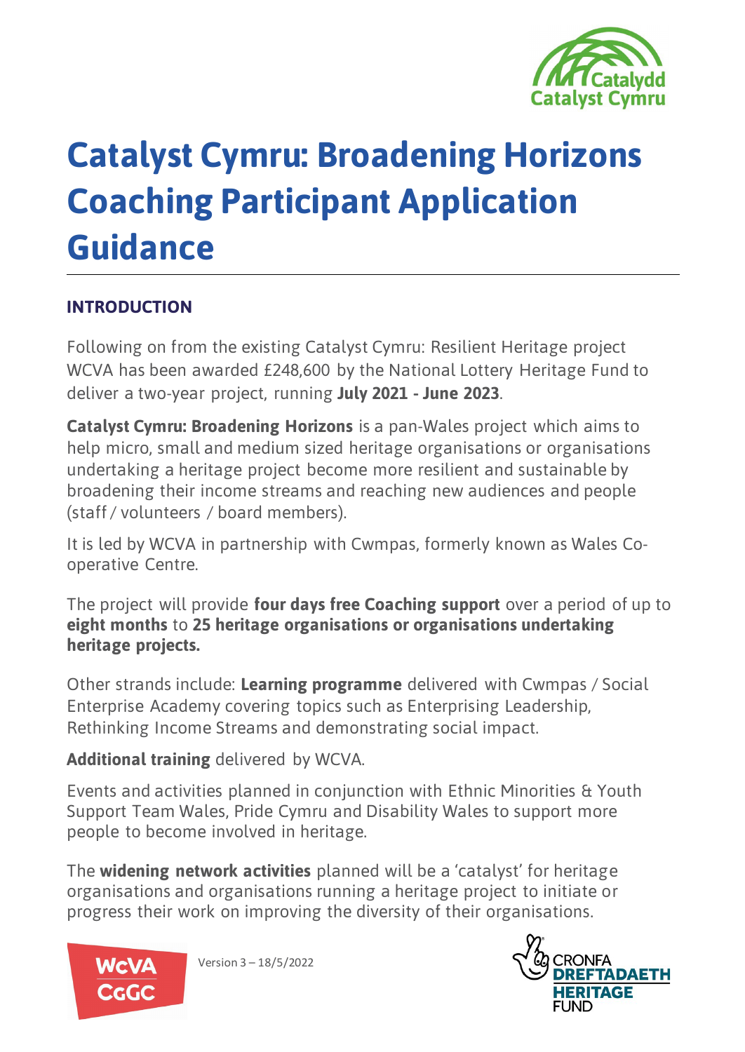# Catalyst Cymru: Broadening Horizons Coaching Participant Application Guidance

## INTRODUCTION

Following on from the existing Catalyst Cymru: Resilient Heritage project WCVA has been awarded £248,600 by the National Lottery Heritage Fund to deliver a two-year project, running **July 2021 - June 2023**.

**Catalyst Cymru: Broadening Horizons** is a pan-Wales project which aims to help micro, small and medium sized heritage organisations or organisations undertaking a heritage project become more resilient and sustainable by broadening their income streams and reaching new audiences and people (staff / volunteers / board members).

It is led by WCVA in partnership with Cwmpas, formerly known as Wales Co-operative Centre.

The project will provide **four days free Coaching support** over a period of up to **eight months** to **25 heritage organisations or organisations undertaking heritage projects.**

Other strands include: **Learning programme** delivered with Cwmpas / Social Enterprise Academy covering topics such as Enterprising Leadership, Rethinking Income Streams and demonstrating social impact.

**Additional training** delivered by WCVA.

Events and activities planned in conjunction with Ethnic Minorities & Youth Support Team Wales, Pride Cymru and Disability Wales to support more people to become involved in heritage.

The **widening network activities** planned will be a 'catalyst' for heritage organisations and organisations running a heritage project to initiate or progress their work on improving the diversity of their organisations.

Version 3 – 18/5/2022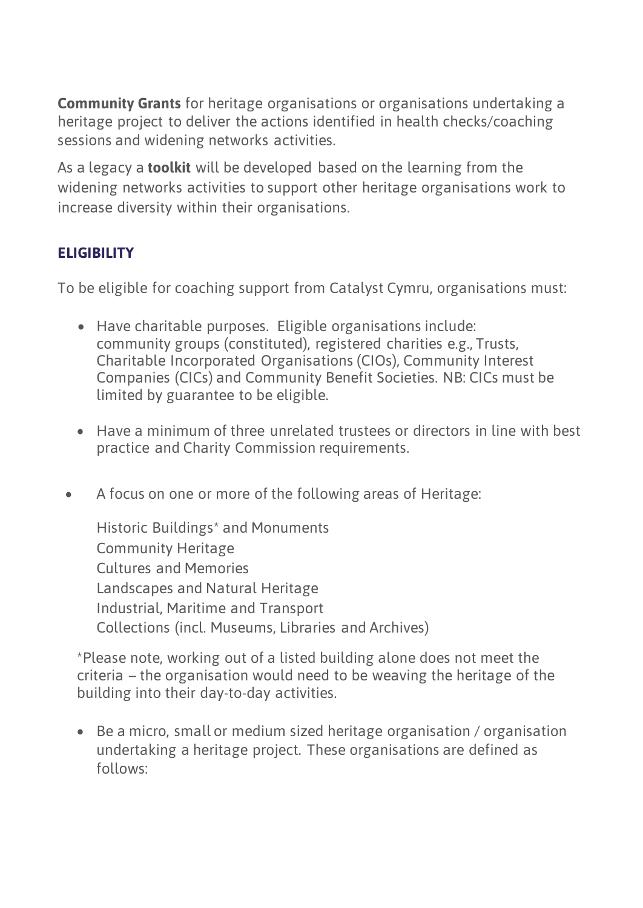**Community Grants** for heritage organisations or organisations undertaking a heritage project to deliver the actions identified in health checks/coaching sessions and widening networks activities.

As a legacy a **toolkit** will be developed based on the learning from the widening networks activities to support other heritage organisations work to increase diversity within their organisations.

### ELIGIBILITY

To be eligible for coaching support from Catalyst Cymru, organisations must:

- Have charitable purposes. Eligible organisations include: community groups (constituted), registered charities e.g., Trusts, Charitable Incorporated Organisations (CIOs), Community Interest Companies (CICs) and Community Benefit Societies. NB: CICs must be limited by guarantee to be eligible.

- Have a minimum of three unrelated trustees or directors in line with best practice and Charity Commission requirements.

- A focus on one or more of the following areas of Heritage:

  Historic Buildings* and Monuments
  Community Heritage
  Cultures and Memories
  Landscapes and Natural Heritage
  Industrial, Maritime and Transport
  Collections (incl. Museums, Libraries and Archives)

  *Please note, working out of a listed building alone does not meet the criteria – the organisation would need to be weaving the heritage of the building into their day-to-day activities.

- Be a micro, small or medium sized heritage organisation / organisation undertaking a heritage project. These organisations are defined as follows: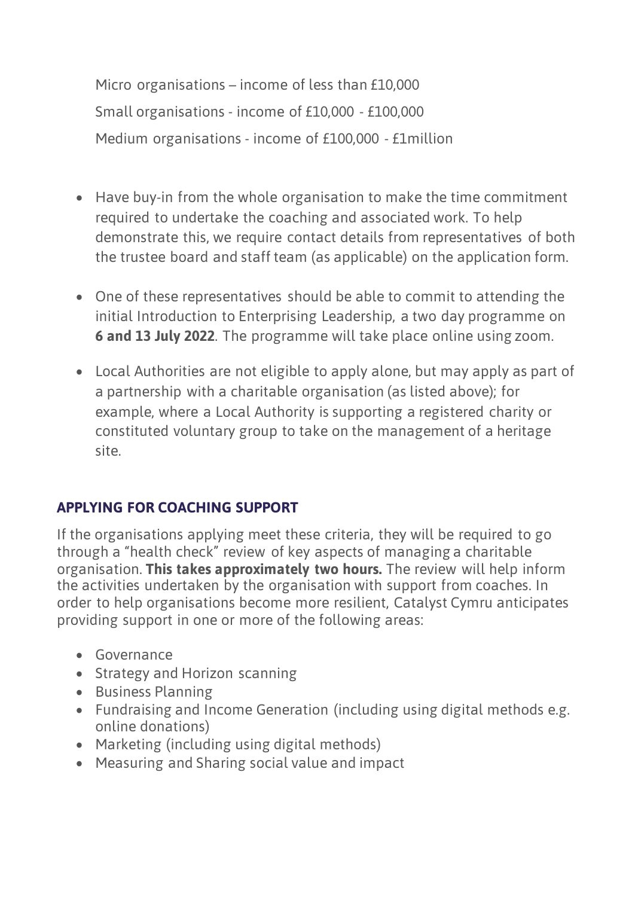Micro organisations – income of less than £10,000

Small organisations - income of £10,000 - £100,000

Medium organisations - income of £100,000 - £1million

- Have buy-in from the whole organisation to make the time commitment required to undertake the coaching and associated work. To help demonstrate this, we require contact details from representatives of both the trustee board and staff team (as applicable) on the application form.
- One of these representatives should be able to commit to attending the initial Introduction to Enterprising Leadership, a two day programme on **6 and 13 July 2022**. The programme will take place online using zoom.
- Local Authorities are not eligible to apply alone, but may apply as part of a partnership with a charitable organisation (as listed above); for example, where a Local Authority is supporting a registered charity or constituted voluntary group to take on the management of a heritage site.

## APPLYING FOR COACHING SUPPORT

If the organisations applying meet these criteria, they will be required to go through a "health check" review of key aspects of managing a charitable organisation. **This takes approximately two hours.** The review will help inform the activities undertaken by the organisation with support from coaches. In order to help organisations become more resilient, Catalyst Cymru anticipates providing support in one or more of the following areas:

- Governance
- Strategy and Horizon scanning
- Business Planning
- Fundraising and Income Generation (including using digital methods e.g. online donations)
- Marketing (including using digital methods)
- Measuring and Sharing social value and impact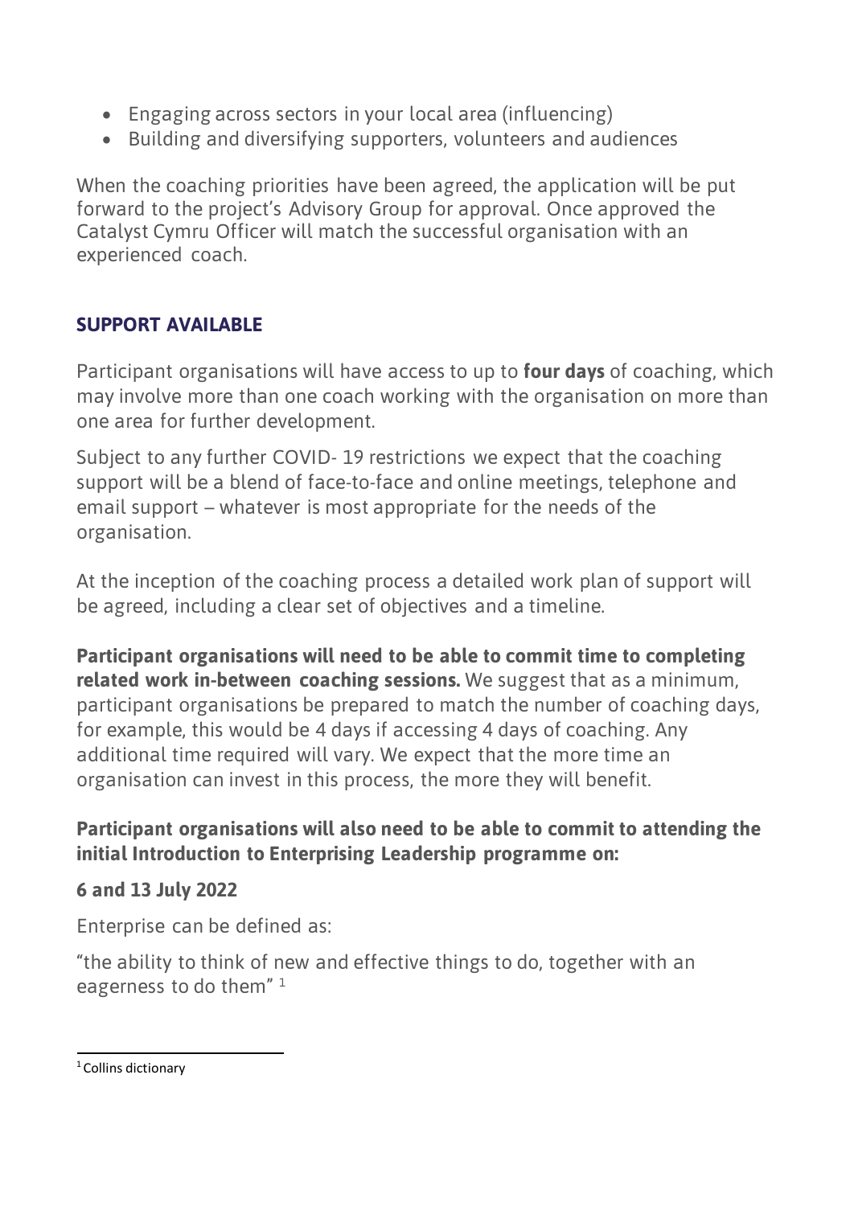- Engaging across sectors in your local area (influencing)
- Building and diversifying supporters, volunteers and audiences

When the coaching priorities have been agreed, the application will be put forward to the project's Advisory Group for approval. Once approved the Catalyst Cymru Officer will match the successful organisation with an experienced coach.

## SUPPORT AVAILABLE

Participant organisations will have access to up to **four days** of coaching, which may involve more than one coach working with the organisation on more than one area for further development.

Subject to any further COVID- 19 restrictions we expect that the coaching support will be a blend of face-to-face and online meetings, telephone and email support – whatever is most appropriate for the needs of the organisation.

At the inception of the coaching process a detailed work plan of support will be agreed, including a clear set of objectives and a timeline.

**Participant organisations will need to be able to commit time to completing related work in-between coaching sessions.** We suggest that as a minimum, participant organisations be prepared to match the number of coaching days, for example, this would be 4 days if accessing 4 days of coaching. Any additional time required will vary. We expect that the more time an organisation can invest in this process, the more they will benefit.

**Participant organisations will also need to be able to commit to attending the initial Introduction to Enterprising Leadership programme on:**

**6 and 13 July 2022**

Enterprise can be defined as:

"the ability to think of new and effective things to do, together with an eagerness to do them" [1]

[1] Collins dictionary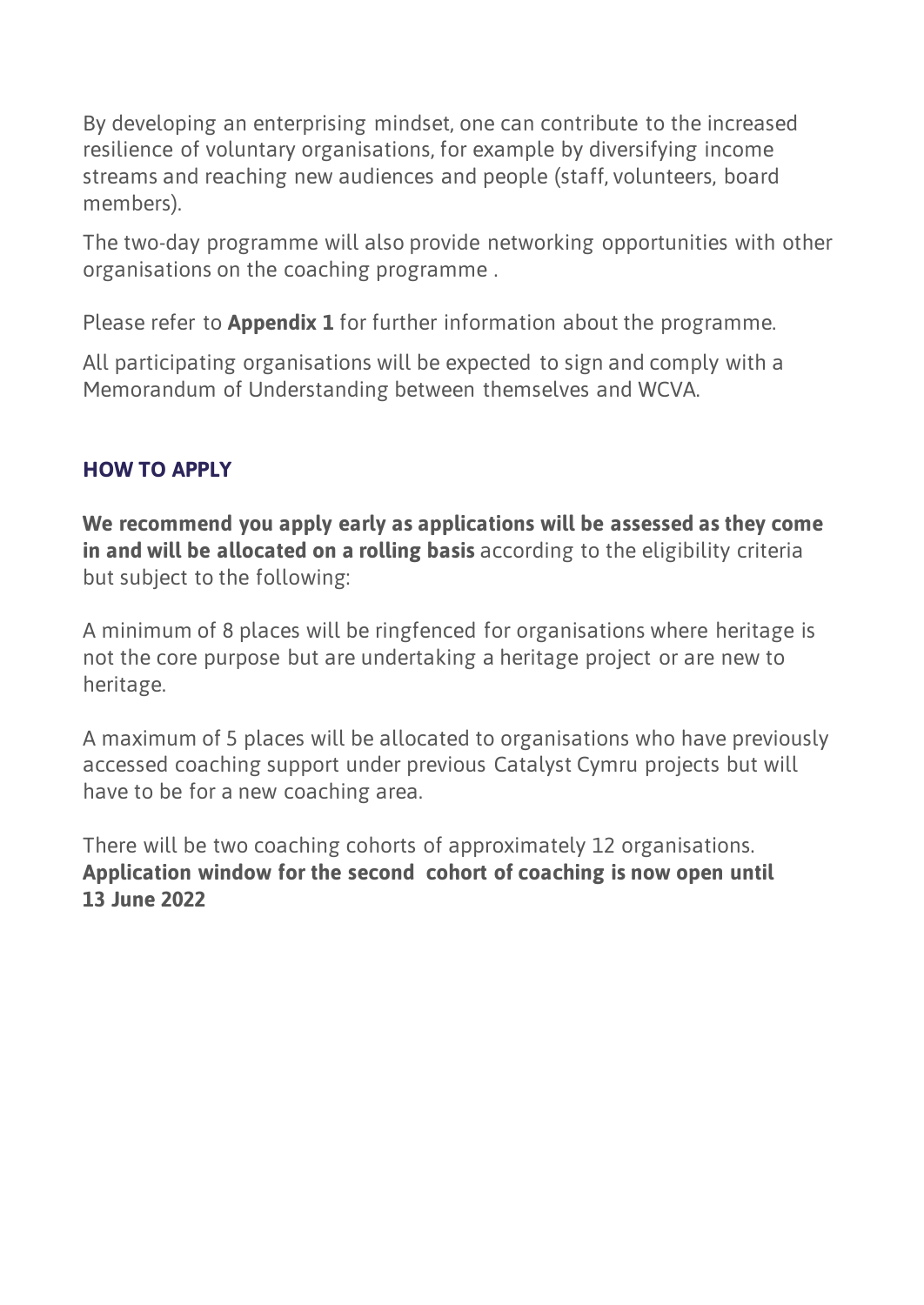By developing an enterprising mindset, one can contribute to the increased resilience of voluntary organisations, for example by diversifying income streams and reaching new audiences and people (staff, volunteers, board members).

The two-day programme will also provide networking opportunities with other organisations on the coaching programme .

Please refer to **Appendix 1** for further information about the programme.

All participating organisations will be expected to sign and comply with a Memorandum of Understanding between themselves and WCVA.

## HOW TO APPLY

**We recommend you apply early as applications will be assessed as they come in and will be allocated on a rolling basis** according to the eligibility criteria but subject to the following:

A minimum of 8 places will be ringfenced for organisations where heritage is not the core purpose but are undertaking a heritage project or are new to heritage.

A maximum of 5 places will be allocated to organisations who have previously accessed coaching support under previous Catalyst Cymru projects but will have to be for a new coaching area.

There will be two coaching cohorts of approximately 12 organisations. **Application window for the second cohort of coaching is now open until 13 June 2022**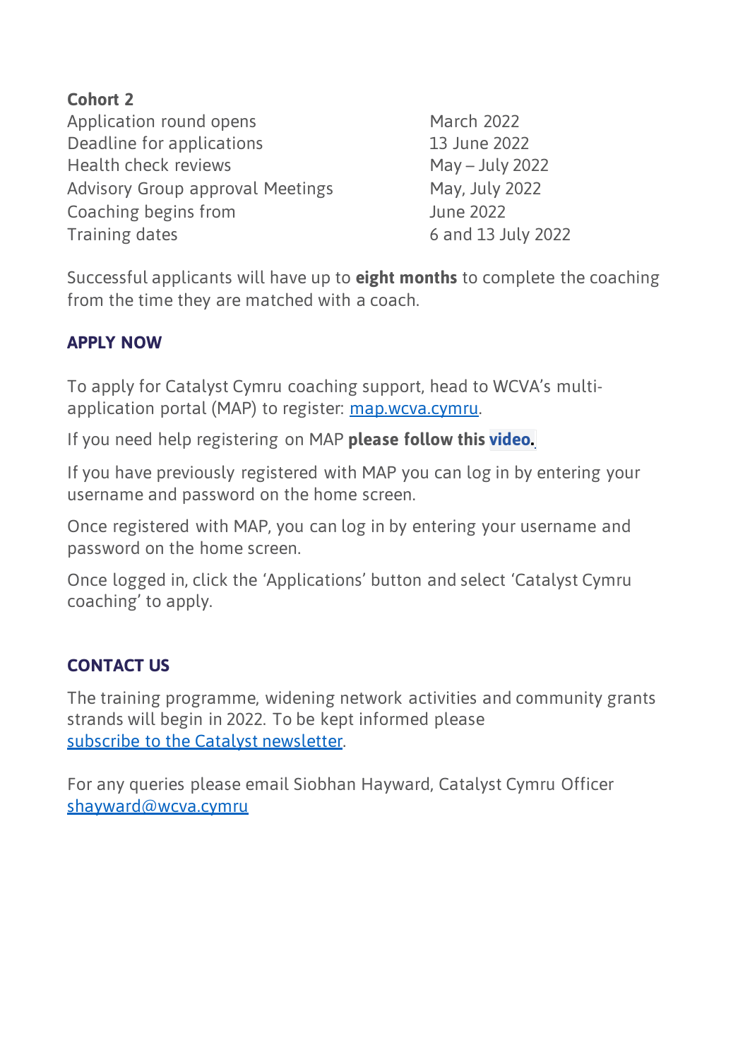**Cohort 2**

| | |
|---|---|
| Application round opens | March 2022 |
| Deadline for applications | 13 June 2022 |
| Health check reviews | May – July 2022 |
| Advisory Group approval Meetings | May, July 2022 |
| Coaching begins from | June 2022 |
| Training dates | 6 and 13 July 2022 |

Successful applicants will have up to **eight months** to complete the coaching from the time they are matched with a coach.

### APPLY NOW

To apply for Catalyst Cymru coaching support, head to WCVA's multi-application portal (MAP) to register: map.wcva.cymru.

If you need help registering on MAP **please follow this video.**

If you have previously registered with MAP you can log in by entering your username and password on the home screen.

Once registered with MAP, you can log in by entering your username and password on the home screen.

Once logged in, click the 'Applications' button and select 'Catalyst Cymru coaching' to apply.

### CONTACT US

The training programme, widening network activities and community grants strands will begin in 2022. To be kept informed please subscribe to the Catalyst newsletter.

For any queries please email Siobhan Hayward, Catalyst Cymru Officer shayward@wcva.cymru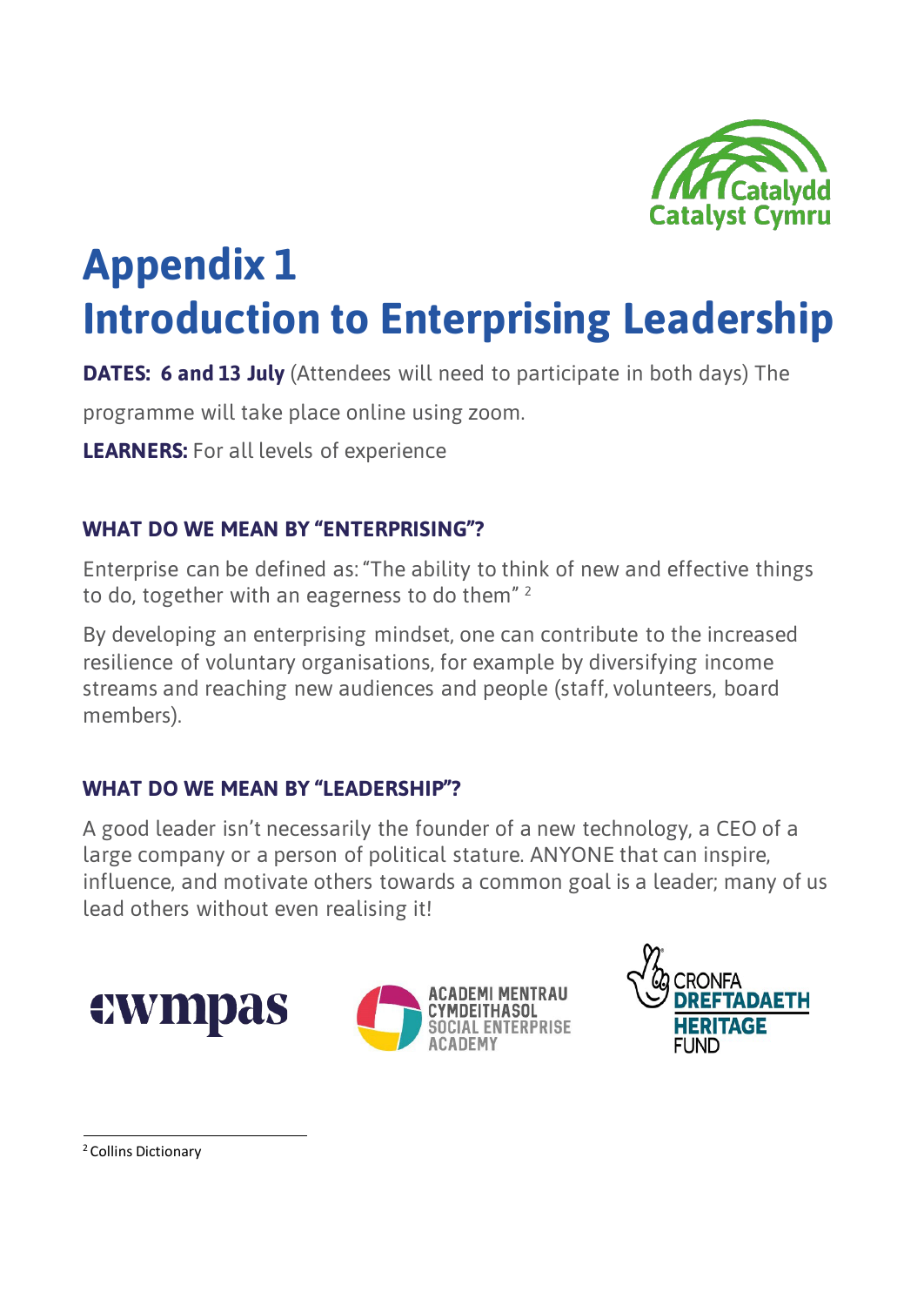# Appendix 1

# Introduction to Enterprising Leadership

**DATES: 6 and 13 July** (Attendees will need to participate in both days) The programme will take place online using zoom.

**LEARNERS:** For all levels of experience

## WHAT DO WE MEAN BY "ENTERPRISING"?

Enterprise can be defined as: "The ability to think of new and effective things to do, together with an eagerness to do them" [2]

By developing an enterprising mindset, one can contribute to the increased resilience of voluntary organisations, for example by diversifying income streams and reaching new audiences and people (staff, volunteers, board members).

## WHAT DO WE MEAN BY "LEADERSHIP"?

A good leader isn't necessarily the founder of a new technology, a CEO of a large company or a person of political stature. ANYONE that can inspire, influence, and motivate others towards a common goal is a leader; many of us lead others without even realising it!

[2] Collins Dictionary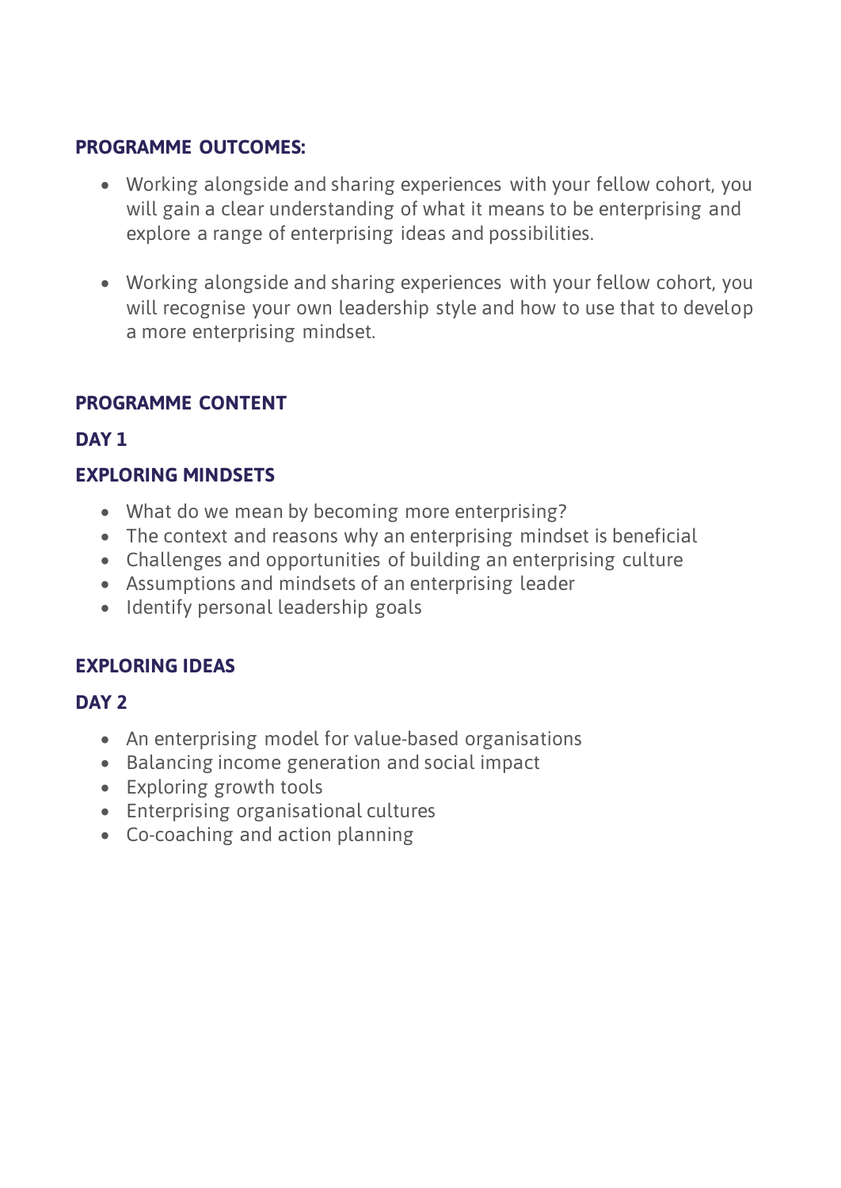## PROGRAMME OUTCOMES:

- Working alongside and sharing experiences with your fellow cohort, you will gain a clear understanding of what it means to be enterprising and explore a range of enterprising ideas and possibilities.

- Working alongside and sharing experiences with your fellow cohort, you will recognise your own leadership style and how to use that to develop a more enterprising mindset.

## PROGRAMME CONTENT

### DAY 1

### EXPLORING MINDSETS

- What do we mean by becoming more enterprising?
- The context and reasons why an enterprising mindset is beneficial
- Challenges and opportunities of building an enterprising culture
- Assumptions and mindsets of an enterprising leader
- Identify personal leadership goals

### EXPLORING IDEAS

### DAY 2

- An enterprising model for value-based organisations
- Balancing income generation and social impact
- Exploring growth tools
- Enterprising organisational cultures
- Co-coaching and action planning